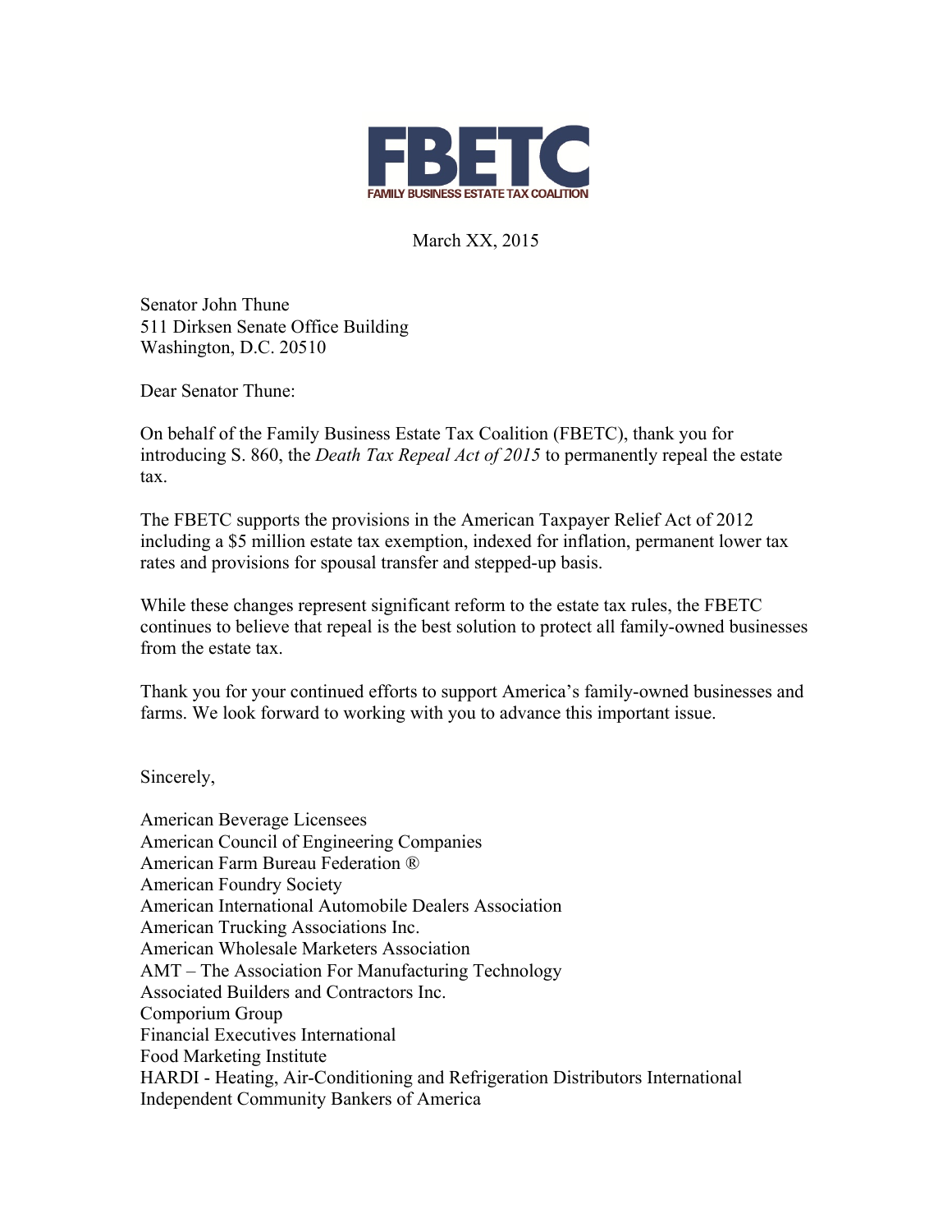# FBETC

**FAMILY BUSINESS ESTATE TAX COALITION**

March XX, 2015

Senator John Thune
511 Dirksen Senate Office Building
Washington, D.C. 20510

Dear Senator Thune:

On behalf of the Family Business Estate Tax Coalition (FBETC), thank you for introducing S. 860, the *Death Tax Repeal Act of 2015* to permanently repeal the estate tax.

The FBETC supports the provisions in the American Taxpayer Relief Act of 2012 including a $5 million estate tax exemption, indexed for inflation, permanent lower tax rates and provisions for spousal transfer and stepped-up basis.

While these changes represent significant reform to the estate tax rules, the FBETC continues to believe that repeal is the best solution to protect all family-owned businesses from the estate tax.

Thank you for your continued efforts to support America's family-owned businesses and farms. We look forward to working with you to advance this important issue.

Sincerely,

American Beverage Licensees
American Council of Engineering Companies
American Farm Bureau Federation ®
American Foundry Society
American International Automobile Dealers Association
American Trucking Associations Inc.
American Wholesale Marketers Association
AMT – The Association For Manufacturing Technology
Associated Builders and Contractors Inc.
Comporium Group
Financial Executives International
Food Marketing Institute
HARDI - Heating, Air-Conditioning and Refrigeration Distributors International
Independent Community Bankers of America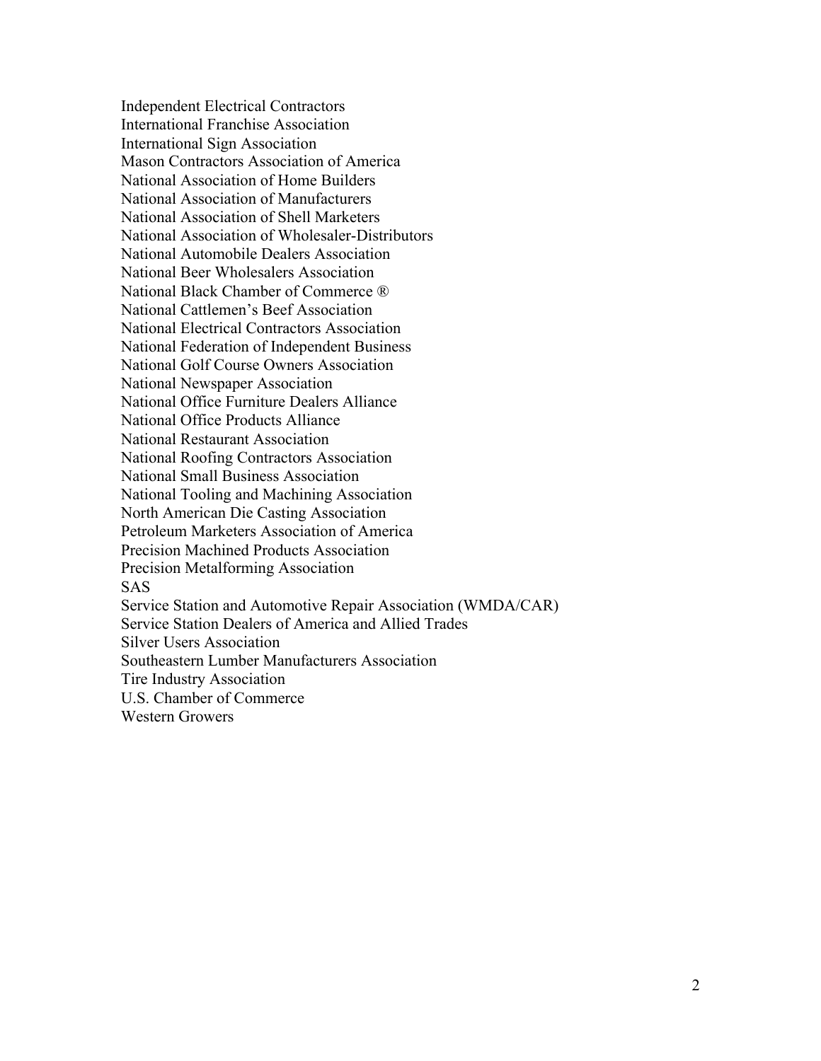Independent Electrical Contractors
International Franchise Association
International Sign Association
Mason Contractors Association of America
National Association of Home Builders
National Association of Manufacturers
National Association of Shell Marketers
National Association of Wholesaler-Distributors
National Automobile Dealers Association
National Beer Wholesalers Association
National Black Chamber of Commerce ®
National Cattlemen's Beef Association
National Electrical Contractors Association
National Federation of Independent Business
National Golf Course Owners Association
National Newspaper Association
National Office Furniture Dealers Alliance
National Office Products Alliance
National Restaurant Association
National Roofing Contractors Association
National Small Business Association
National Tooling and Machining Association
North American Die Casting Association
Petroleum Marketers Association of America
Precision Machined Products Association
Precision Metalforming Association
SAS
Service Station and Automotive Repair Association (WMDA/CAR)
Service Station Dealers of America and Allied Trades
Silver Users Association
Southeastern Lumber Manufacturers Association
Tire Industry Association
U.S. Chamber of Commerce
Western Growers